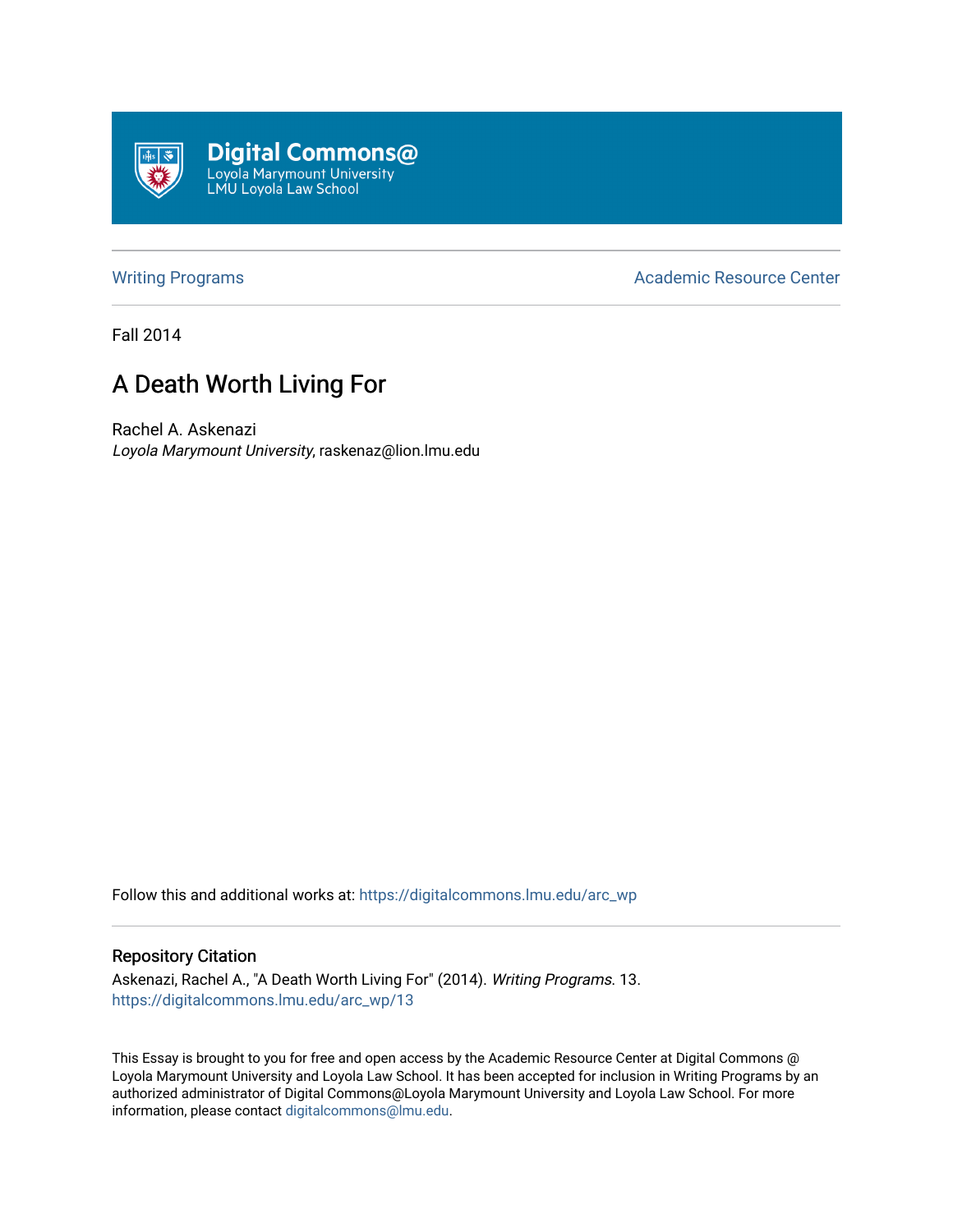Digital Commons@
Loyola Marymount University
LMU Loyola Law School

Writing Programs | Academic Resource Center

Fall 2014

# A Death Worth Living For

Rachel A. Askenazi
*Loyola Marymount University*, raskenaz@lion.lmu.edu

Follow this and additional works at: https://digitalcommons.lmu.edu/arc_wp

## Repository Citation

Askenazi, Rachel A., "A Death Worth Living For" (2014). *Writing Programs*. 13.
https://digitalcommons.lmu.edu/arc_wp/13

This Essay is brought to you for free and open access by the Academic Resource Center at Digital Commons @ Loyola Marymount University and Loyola Law School. It has been accepted for inclusion in Writing Programs by an authorized administrator of Digital Commons@Loyola Marymount University and Loyola Law School. For more information, please contact digitalcommons@lmu.edu.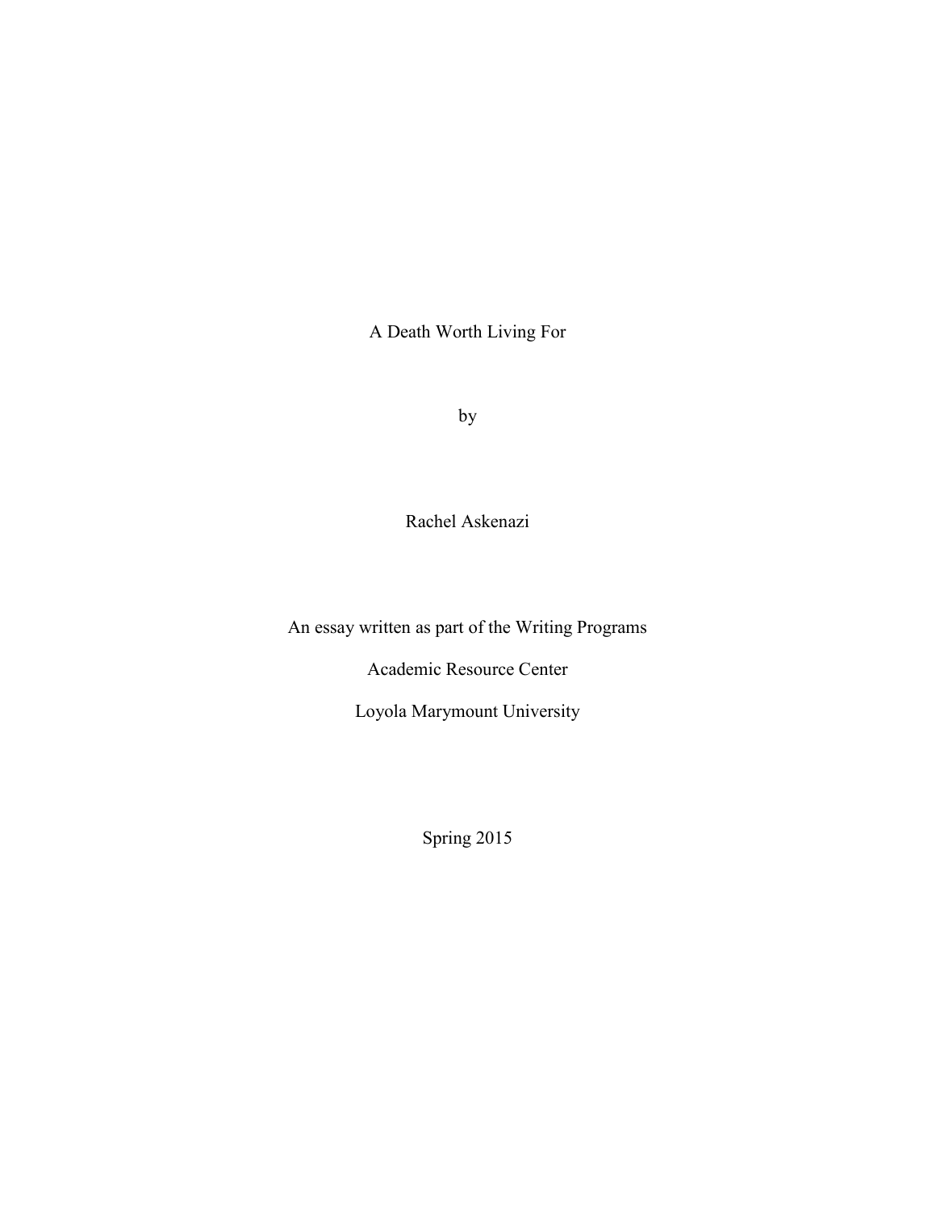# A Death Worth Living For

by

Rachel Askenazi

An essay written as part of the Writing Programs

Academic Resource Center

Loyola Marymount University

Spring 2015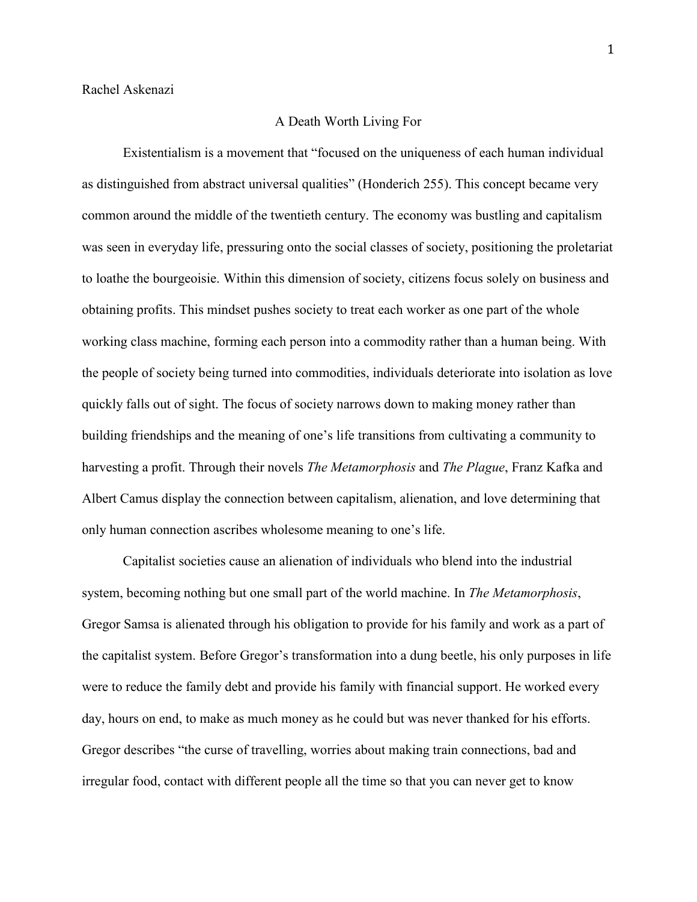Rachel Askenazi

A Death Worth Living For

Existentialism is a movement that "focused on the uniqueness of each human individual as distinguished from abstract universal qualities" (Honderich 255). This concept became very common around the middle of the twentieth century. The economy was bustling and capitalism was seen in everyday life, pressuring onto the social classes of society, positioning the proletariat to loathe the bourgeoisie. Within this dimension of society, citizens focus solely on business and obtaining profits. This mindset pushes society to treat each worker as one part of the whole working class machine, forming each person into a commodity rather than a human being. With the people of society being turned into commodities, individuals deteriorate into isolation as love quickly falls out of sight. The focus of society narrows down to making money rather than building friendships and the meaning of one's life transitions from cultivating a community to harvesting a profit. Through their novels *The Metamorphosis* and *The Plague*, Franz Kafka and Albert Camus display the connection between capitalism, alienation, and love determining that only human connection ascribes wholesome meaning to one's life.

Capitalist societies cause an alienation of individuals who blend into the industrial system, becoming nothing but one small part of the world machine. In *The Metamorphosis*, Gregor Samsa is alienated through his obligation to provide for his family and work as a part of the capitalist system. Before Gregor's transformation into a dung beetle, his only purposes in life were to reduce the family debt and provide his family with financial support. He worked every day, hours on end, to make as much money as he could but was never thanked for his efforts. Gregor describes "the curse of travelling, worries about making train connections, bad and irregular food, contact with different people all the time so that you can never get to know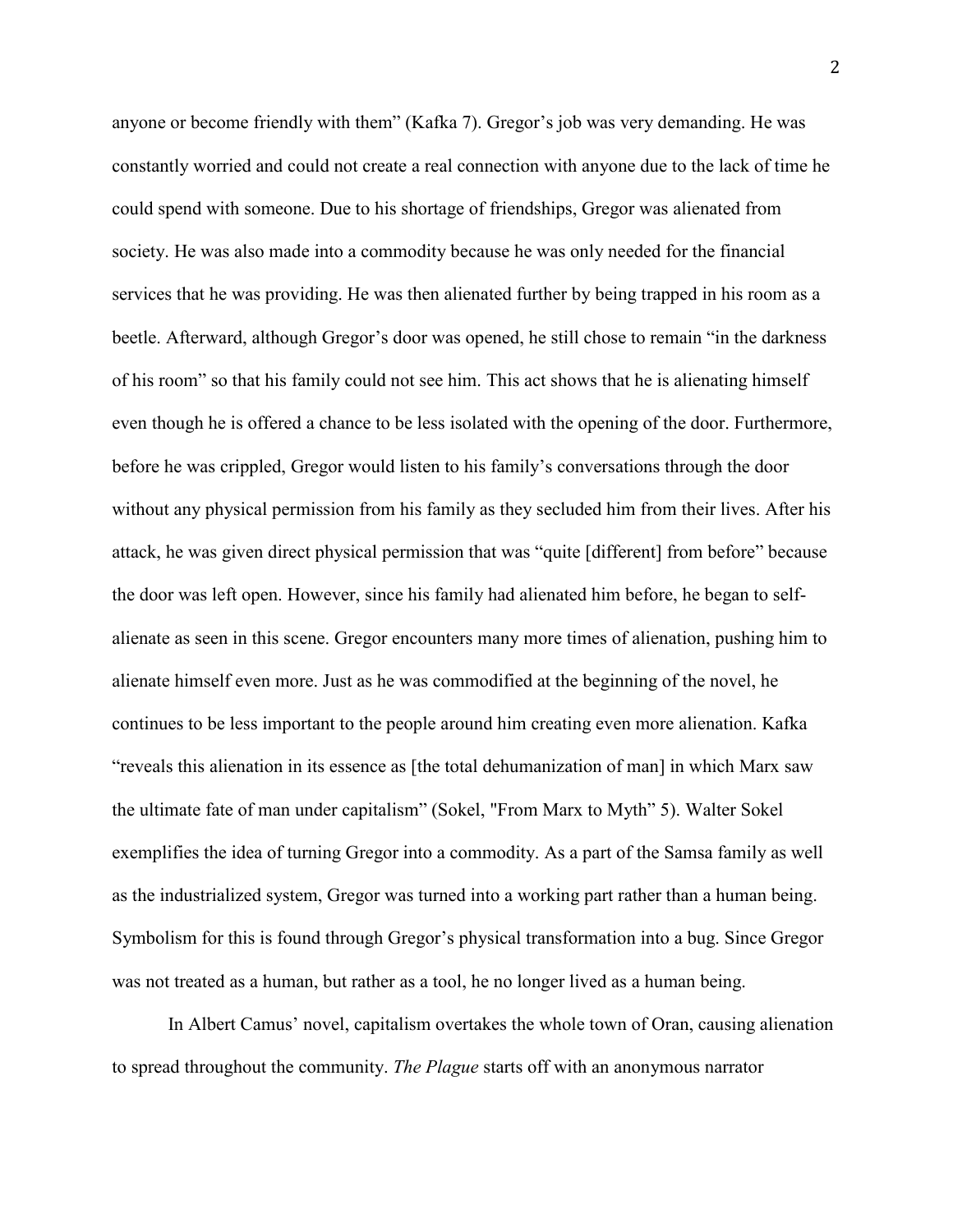anyone or become friendly with them" (Kafka 7). Gregor's job was very demanding. He was constantly worried and could not create a real connection with anyone due to the lack of time he could spend with someone. Due to his shortage of friendships, Gregor was alienated from society. He was also made into a commodity because he was only needed for the financial services that he was providing. He was then alienated further by being trapped in his room as a beetle. Afterward, although Gregor's door was opened, he still chose to remain "in the darkness of his room" so that his family could not see him. This act shows that he is alienating himself even though he is offered a chance to be less isolated with the opening of the door. Furthermore, before he was crippled, Gregor would listen to his family's conversations through the door without any physical permission from his family as they secluded him from their lives. After his attack, he was given direct physical permission that was "quite [different] from before" because the door was left open. However, since his family had alienated him before, he began to self-alienate as seen in this scene. Gregor encounters many more times of alienation, pushing him to alienate himself even more. Just as he was commodified at the beginning of the novel, he continues to be less important to the people around him creating even more alienation. Kafka "reveals this alienation in its essence as [the total dehumanization of man] in which Marx saw the ultimate fate of man under capitalism" (Sokel, "From Marx to Myth" 5). Walter Sokel exemplifies the idea of turning Gregor into a commodity. As a part of the Samsa family as well as the industrialized system, Gregor was turned into a working part rather than a human being. Symbolism for this is found through Gregor's physical transformation into a bug. Since Gregor was not treated as a human, but rather as a tool, he no longer lived as a human being.

In Albert Camus' novel, capitalism overtakes the whole town of Oran, causing alienation to spread throughout the community. *The Plague* starts off with an anonymous narrator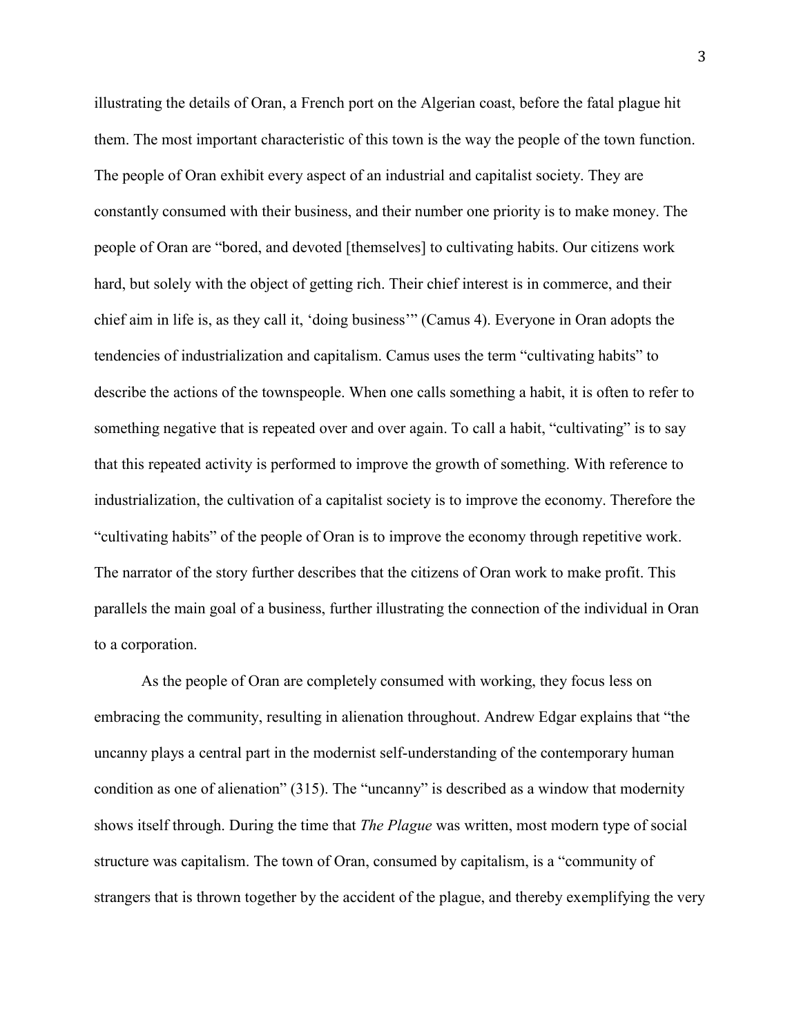illustrating the details of Oran, a French port on the Algerian coast, before the fatal plague hit them. The most important characteristic of this town is the way the people of the town function. The people of Oran exhibit every aspect of an industrial and capitalist society. They are constantly consumed with their business, and their number one priority is to make money. The people of Oran are "bored, and devoted [themselves] to cultivating habits. Our citizens work hard, but solely with the object of getting rich. Their chief interest is in commerce, and their chief aim in life is, as they call it, 'doing business'" (Camus 4). Everyone in Oran adopts the tendencies of industrialization and capitalism. Camus uses the term "cultivating habits" to describe the actions of the townspeople. When one calls something a habit, it is often to refer to something negative that is repeated over and over again. To call a habit, "cultivating" is to say that this repeated activity is performed to improve the growth of something. With reference to industrialization, the cultivation of a capitalist society is to improve the economy. Therefore the "cultivating habits" of the people of Oran is to improve the economy through repetitive work. The narrator of the story further describes that the citizens of Oran work to make profit. This parallels the main goal of a business, further illustrating the connection of the individual in Oran to a corporation.

As the people of Oran are completely consumed with working, they focus less on embracing the community, resulting in alienation throughout. Andrew Edgar explains that "the uncanny plays a central part in the modernist self-understanding of the contemporary human condition as one of alienation" (315). The "uncanny" is described as a window that modernity shows itself through. During the time that *The Plague* was written, most modern type of social structure was capitalism. The town of Oran, consumed by capitalism, is a "community of strangers that is thrown together by the accident of the plague, and thereby exemplifying the very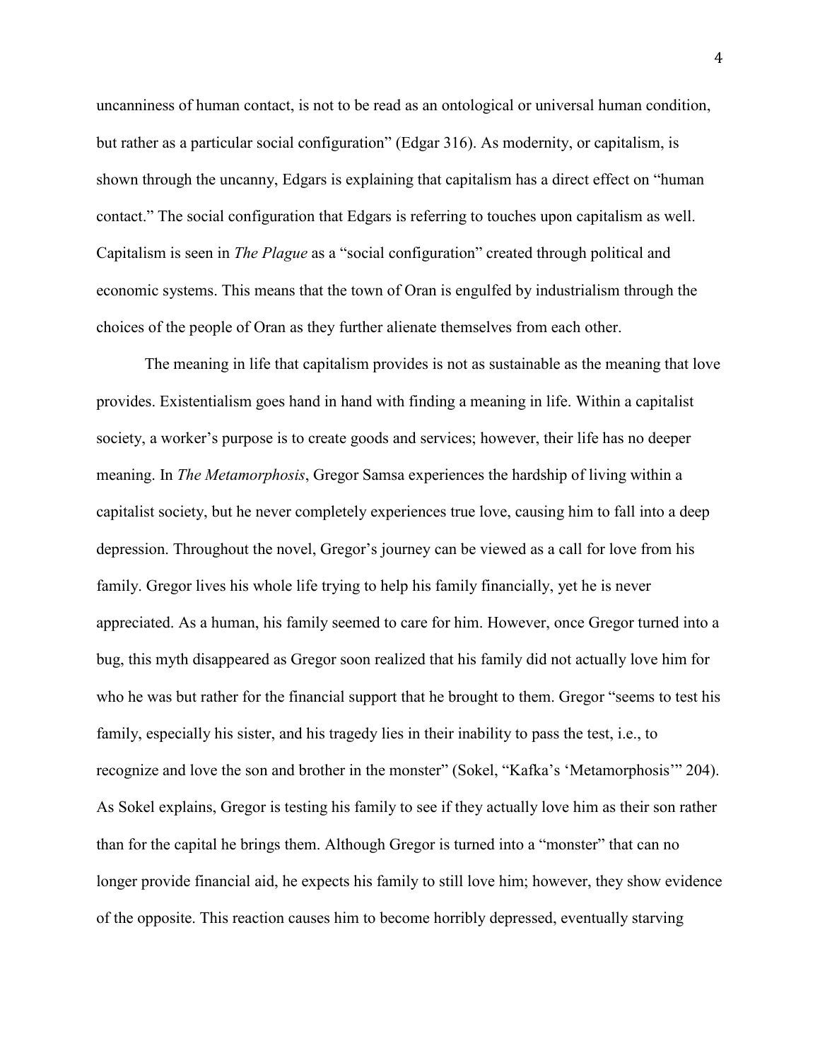uncanniness of human contact, is not to be read as an ontological or universal human condition, but rather as a particular social configuration" (Edgar 316). As modernity, or capitalism, is shown through the uncanny, Edgars is explaining that capitalism has a direct effect on "human contact." The social configuration that Edgars is referring to touches upon capitalism as well. Capitalism is seen in *The Plague* as a "social configuration" created through political and economic systems. This means that the town of Oran is engulfed by industrialism through the choices of the people of Oran as they further alienate themselves from each other.

The meaning in life that capitalism provides is not as sustainable as the meaning that love provides. Existentialism goes hand in hand with finding a meaning in life. Within a capitalist society, a worker's purpose is to create goods and services; however, their life has no deeper meaning. In *The Metamorphosis*, Gregor Samsa experiences the hardship of living within a capitalist society, but he never completely experiences true love, causing him to fall into a deep depression. Throughout the novel, Gregor's journey can be viewed as a call for love from his family. Gregor lives his whole life trying to help his family financially, yet he is never appreciated. As a human, his family seemed to care for him. However, once Gregor turned into a bug, this myth disappeared as Gregor soon realized that his family did not actually love him for who he was but rather for the financial support that he brought to them. Gregor "seems to test his family, especially his sister, and his tragedy lies in their inability to pass the test, i.e., to recognize and love the son and brother in the monster" (Sokel, "Kafka's 'Metamorphosis'" 204). As Sokel explains, Gregor is testing his family to see if they actually love him as their son rather than for the capital he brings them. Although Gregor is turned into a "monster" that can no longer provide financial aid, he expects his family to still love him; however, they show evidence of the opposite. This reaction causes him to become horribly depressed, eventually starving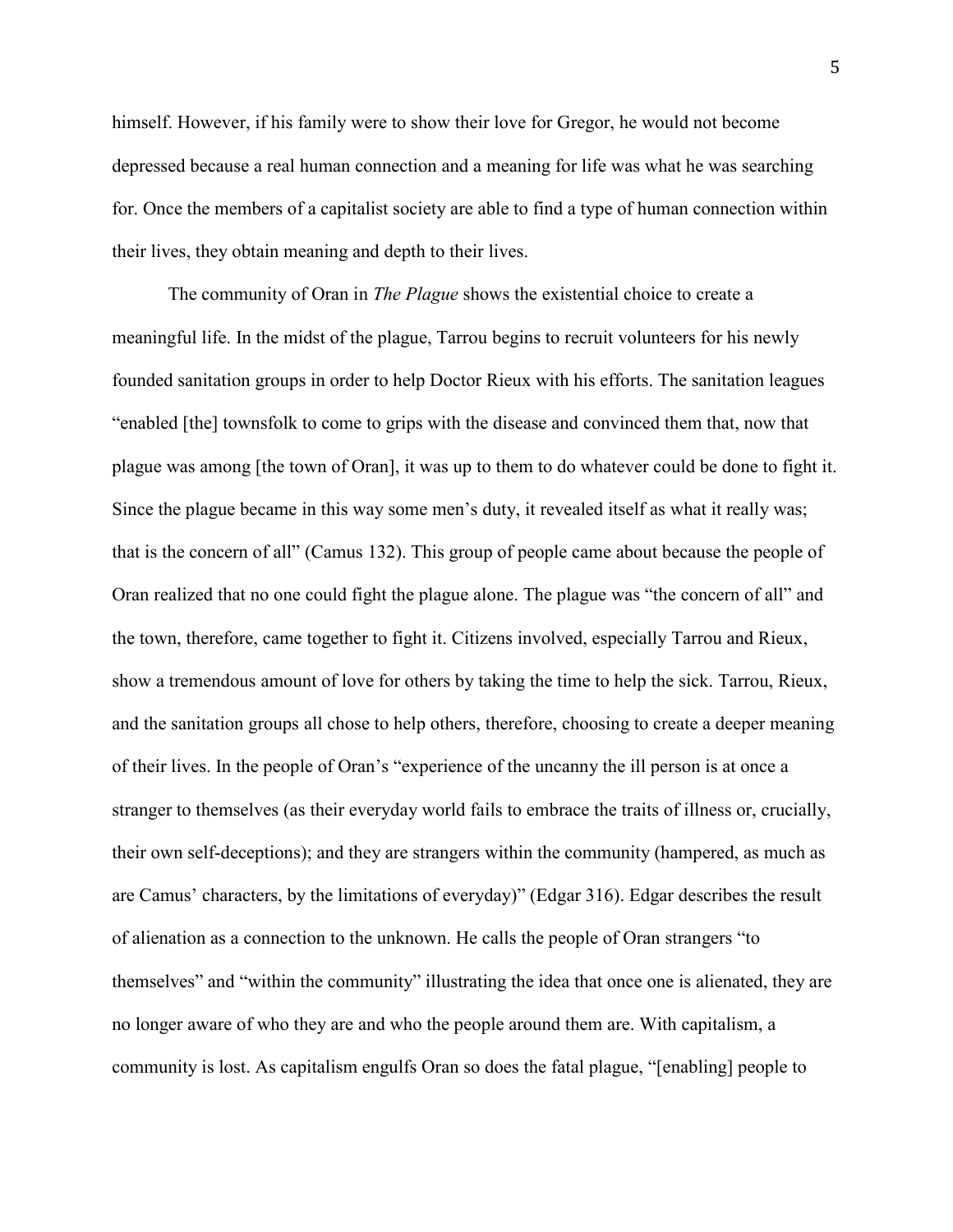himself. However, if his family were to show their love for Gregor, he would not become depressed because a real human connection and a meaning for life was what he was searching for. Once the members of a capitalist society are able to find a type of human connection within their lives, they obtain meaning and depth to their lives.

The community of Oran in *The Plague* shows the existential choice to create a meaningful life. In the midst of the plague, Tarrou begins to recruit volunteers for his newly founded sanitation groups in order to help Doctor Rieux with his efforts. The sanitation leagues "enabled [the] townsfolk to come to grips with the disease and convinced them that, now that plague was among [the town of Oran], it was up to them to do whatever could be done to fight it. Since the plague became in this way some men's duty, it revealed itself as what it really was; that is the concern of all" (Camus 132). This group of people came about because the people of Oran realized that no one could fight the plague alone. The plague was "the concern of all" and the town, therefore, came together to fight it. Citizens involved, especially Tarrou and Rieux, show a tremendous amount of love for others by taking the time to help the sick. Tarrou, Rieux, and the sanitation groups all chose to help others, therefore, choosing to create a deeper meaning of their lives. In the people of Oran's "experience of the uncanny the ill person is at once a stranger to themselves (as their everyday world fails to embrace the traits of illness or, crucially, their own self-deceptions); and they are strangers within the community (hampered, as much as are Camus' characters, by the limitations of everyday)" (Edgar 316). Edgar describes the result of alienation as a connection to the unknown. He calls the people of Oran strangers "to themselves" and "within the community" illustrating the idea that once one is alienated, they are no longer aware of who they are and who the people around them are. With capitalism, a community is lost. As capitalism engulfs Oran so does the fatal plague, "[enabling] people to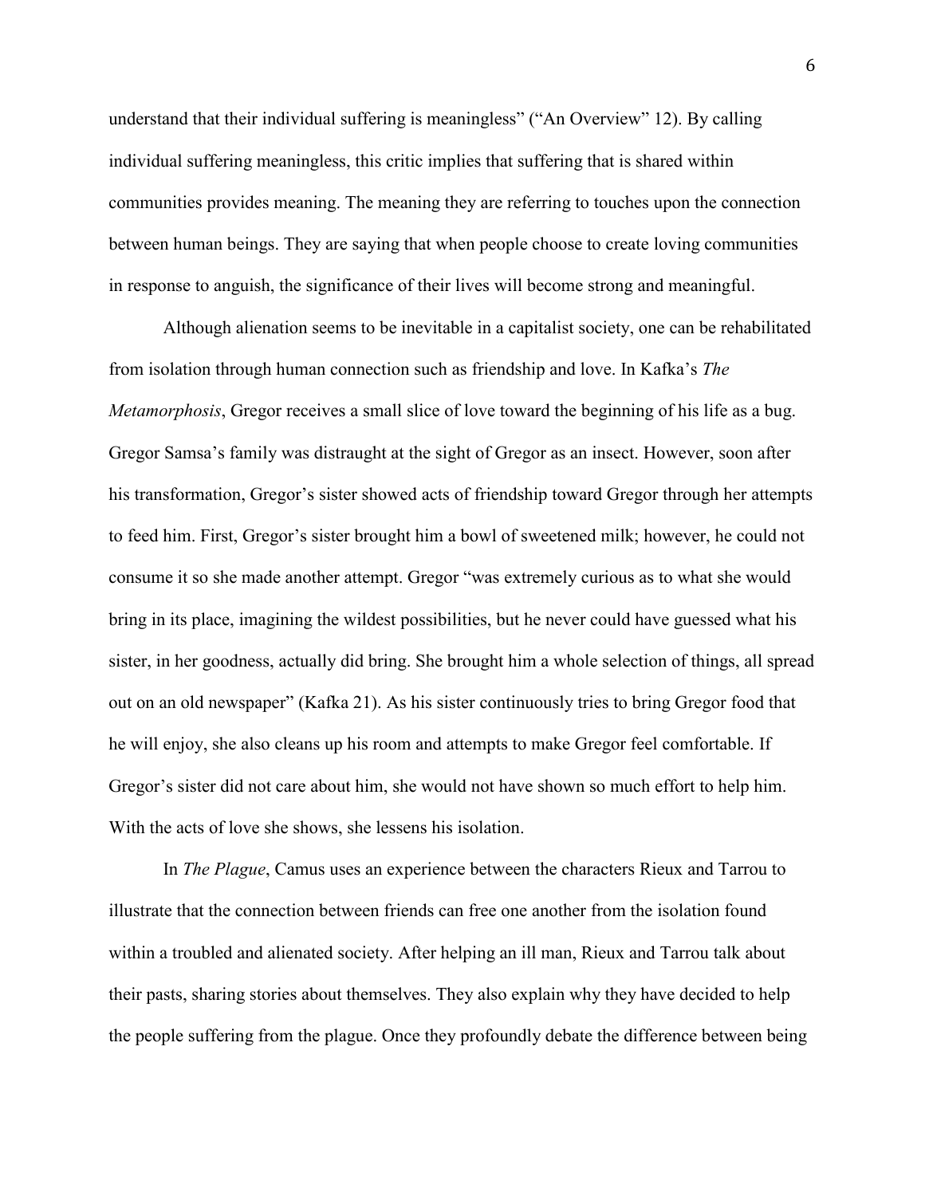understand that their individual suffering is meaningless" ("An Overview" 12). By calling individual suffering meaningless, this critic implies that suffering that is shared within communities provides meaning. The meaning they are referring to touches upon the connection between human beings. They are saying that when people choose to create loving communities in response to anguish, the significance of their lives will become strong and meaningful.

Although alienation seems to be inevitable in a capitalist society, one can be rehabilitated from isolation through human connection such as friendship and love. In Kafka's *The Metamorphosis*, Gregor receives a small slice of love toward the beginning of his life as a bug. Gregor Samsa's family was distraught at the sight of Gregor as an insect. However, soon after his transformation, Gregor's sister showed acts of friendship toward Gregor through her attempts to feed him. First, Gregor's sister brought him a bowl of sweetened milk; however, he could not consume it so she made another attempt. Gregor "was extremely curious as to what she would bring in its place, imagining the wildest possibilities, but he never could have guessed what his sister, in her goodness, actually did bring. She brought him a whole selection of things, all spread out on an old newspaper" (Kafka 21). As his sister continuously tries to bring Gregor food that he will enjoy, she also cleans up his room and attempts to make Gregor feel comfortable. If Gregor's sister did not care about him, she would not have shown so much effort to help him. With the acts of love she shows, she lessens his isolation.

In *The Plague*, Camus uses an experience between the characters Rieux and Tarrou to illustrate that the connection between friends can free one another from the isolation found within a troubled and alienated society. After helping an ill man, Rieux and Tarrou talk about their pasts, sharing stories about themselves. They also explain why they have decided to help the people suffering from the plague. Once they profoundly debate the difference between being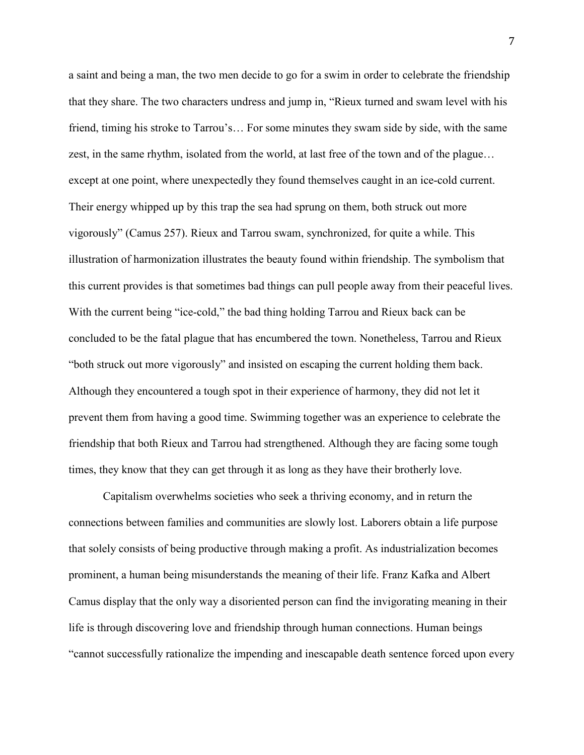a saint and being a man, the two men decide to go for a swim in order to celebrate the friendship that they share. The two characters undress and jump in, "Rieux turned and swam level with his friend, timing his stroke to Tarrou's… For some minutes they swam side by side, with the same zest, in the same rhythm, isolated from the world, at last free of the town and of the plague… except at one point, where unexpectedly they found themselves caught in an ice-cold current. Their energy whipped up by this trap the sea had sprung on them, both struck out more vigorously" (Camus 257). Rieux and Tarrou swam, synchronized, for quite a while. This illustration of harmonization illustrates the beauty found within friendship. The symbolism that this current provides is that sometimes bad things can pull people away from their peaceful lives. With the current being "ice-cold," the bad thing holding Tarrou and Rieux back can be concluded to be the fatal plague that has encumbered the town. Nonetheless, Tarrou and Rieux "both struck out more vigorously" and insisted on escaping the current holding them back. Although they encountered a tough spot in their experience of harmony, they did not let it prevent them from having a good time. Swimming together was an experience to celebrate the friendship that both Rieux and Tarrou had strengthened. Although they are facing some tough times, they know that they can get through it as long as they have their brotherly love.

Capitalism overwhelms societies who seek a thriving economy, and in return the connections between families and communities are slowly lost. Laborers obtain a life purpose that solely consists of being productive through making a profit. As industrialization becomes prominent, a human being misunderstands the meaning of their life. Franz Kafka and Albert Camus display that the only way a disoriented person can find the invigorating meaning in their life is through discovering love and friendship through human connections. Human beings "cannot successfully rationalize the impending and inescapable death sentence forced upon every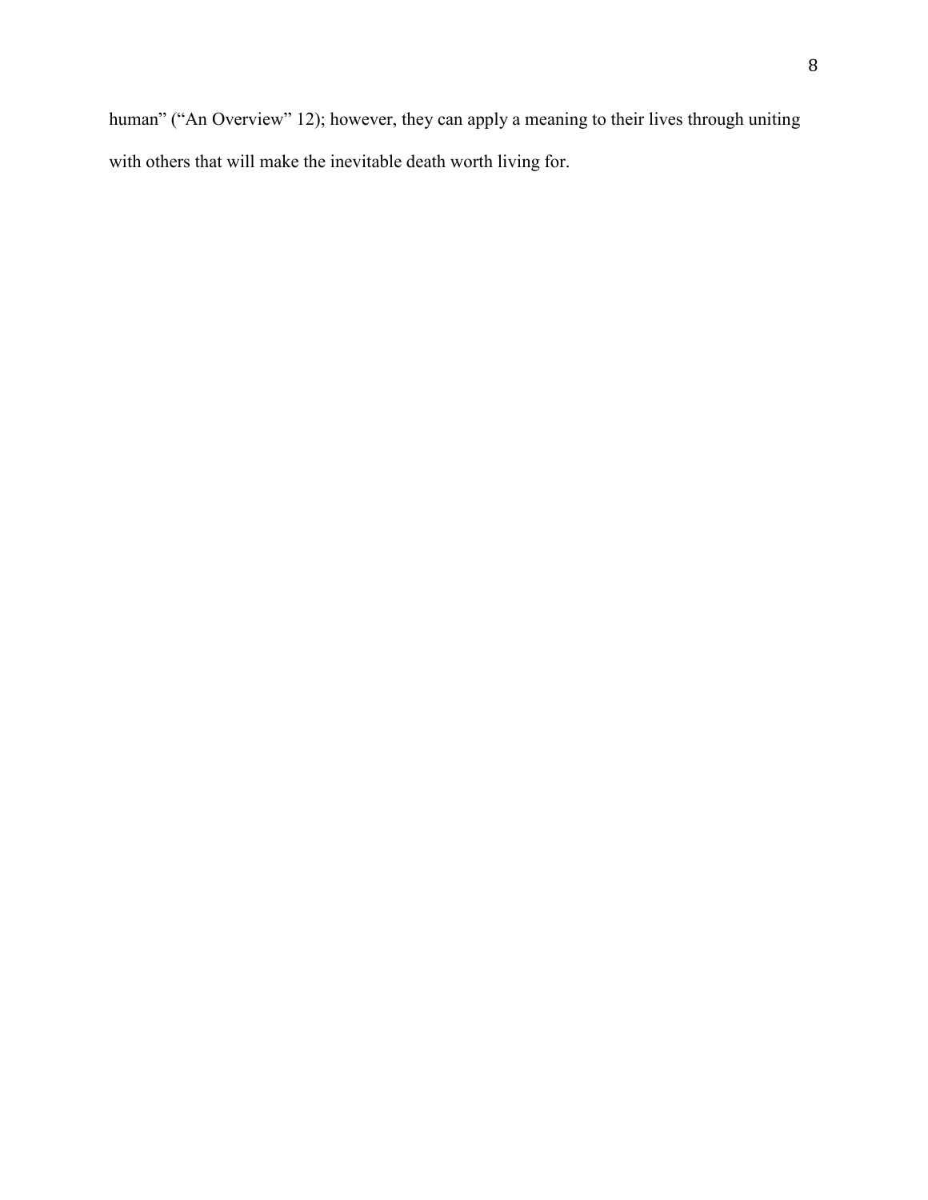human" ("An Overview" 12); however, they can apply a meaning to their lives through uniting with others that will make the inevitable death worth living for.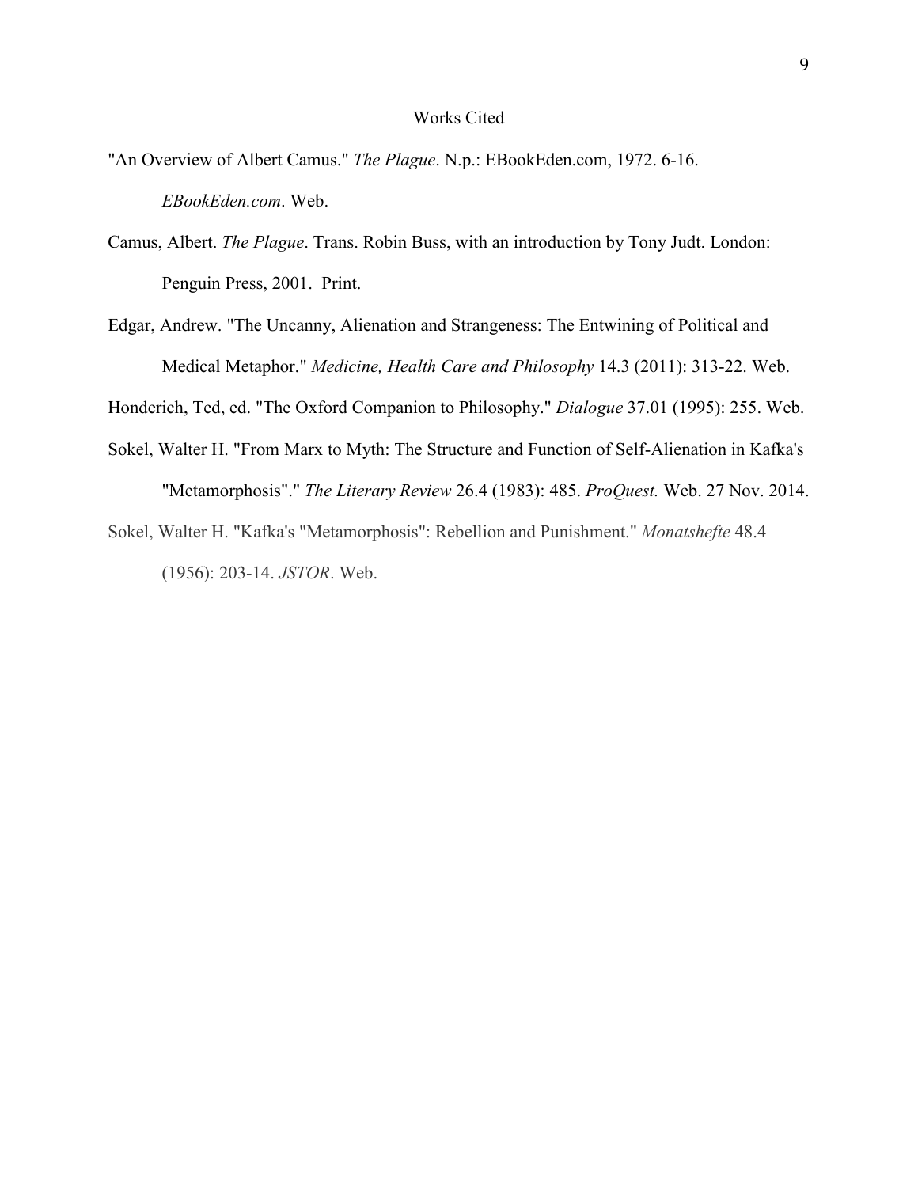# Works Cited

"An Overview of Albert Camus." *The Plague*. N.p.: EBookEden.com, 1972. 6-16. *EBookEden.com*. Web.

Camus, Albert. *The Plague*. Trans. Robin Buss, with an introduction by Tony Judt. London: Penguin Press, 2001. Print.

Edgar, Andrew. "The Uncanny, Alienation and Strangeness: The Entwining of Political and Medical Metaphor." *Medicine, Health Care and Philosophy* 14.3 (2011): 313-22. Web.

Honderich, Ted, ed. "The Oxford Companion to Philosophy." *Dialogue* 37.01 (1995): 255. Web.

Sokel, Walter H. "From Marx to Myth: The Structure and Function of Self-Alienation in Kafka's "Metamorphosis"." *The Literary Review* 26.4 (1983): 485. *ProQuest.* Web. 27 Nov. 2014.

Sokel, Walter H. "Kafka's "Metamorphosis": Rebellion and Punishment." *Monatshefte* 48.4 (1956): 203-14. *JSTOR*. Web.